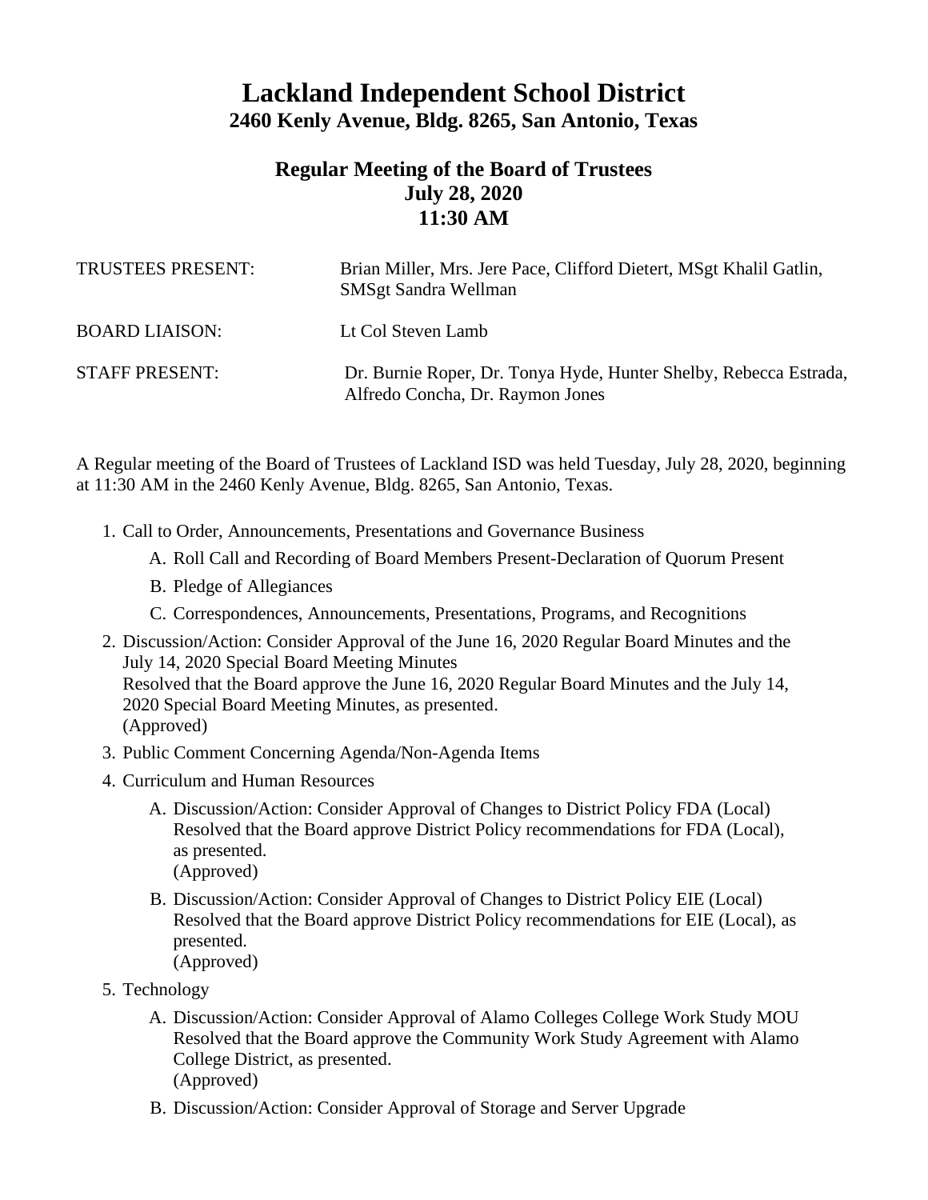# Lackland Independent School District

## 2460 Kenly Avenue, Bldg. 8265, San Antonio, Texas

### Regular Meeting of the Board of Trustees
### July 28, 2020
### 11:30 AM

| | |
|---|---|
| TRUSTEES PRESENT: | Brian Miller, Mrs. Jere Pace, Clifford Dietert, MSgt Khalil Gatlin, SMSgt Sandra Wellman |
| BOARD LIAISON: | Lt Col Steven Lamb |
| STAFF PRESENT: | Dr. Burnie Roper, Dr. Tonya Hyde, Hunter Shelby, Rebecca Estrada, Alfredo Concha, Dr. Raymon Jones |

A Regular meeting of the Board of Trustees of Lackland ISD was held Tuesday, July 28, 2020, beginning at 11:30 AM in the 2460 Kenly Avenue, Bldg. 8265, San Antonio, Texas.

1. Call to Order, Announcements, Presentations and Governance Business
   A. Roll Call and Recording of Board Members Present-Declaration of Quorum Present
   B. Pledge of Allegiances
   C. Correspondences, Announcements, Presentations, Programs, and Recognitions
2. Discussion/Action: Consider Approval of the June 16, 2020 Regular Board Minutes and the July 14, 2020 Special Board Meeting Minutes
   Resolved that the Board approve the June 16, 2020 Regular Board Minutes and the July 14, 2020 Special Board Meeting Minutes, as presented.
   (Approved)
3. Public Comment Concerning Agenda/Non-Agenda Items
4. Curriculum and Human Resources
   A. Discussion/Action: Consider Approval of Changes to District Policy FDA (Local)
      Resolved that the Board approve District Policy recommendations for FDA (Local), as presented.
      (Approved)
   B. Discussion/Action: Consider Approval of Changes to District Policy EIE (Local)
      Resolved that the Board approve District Policy recommendations for EIE (Local), as presented.
      (Approved)
5. Technology
   A. Discussion/Action: Consider Approval of Alamo Colleges College Work Study MOU
      Resolved that the Board approve the Community Work Study Agreement with Alamo College District, as presented.
      (Approved)
   B. Discussion/Action: Consider Approval of Storage and Server Upgrade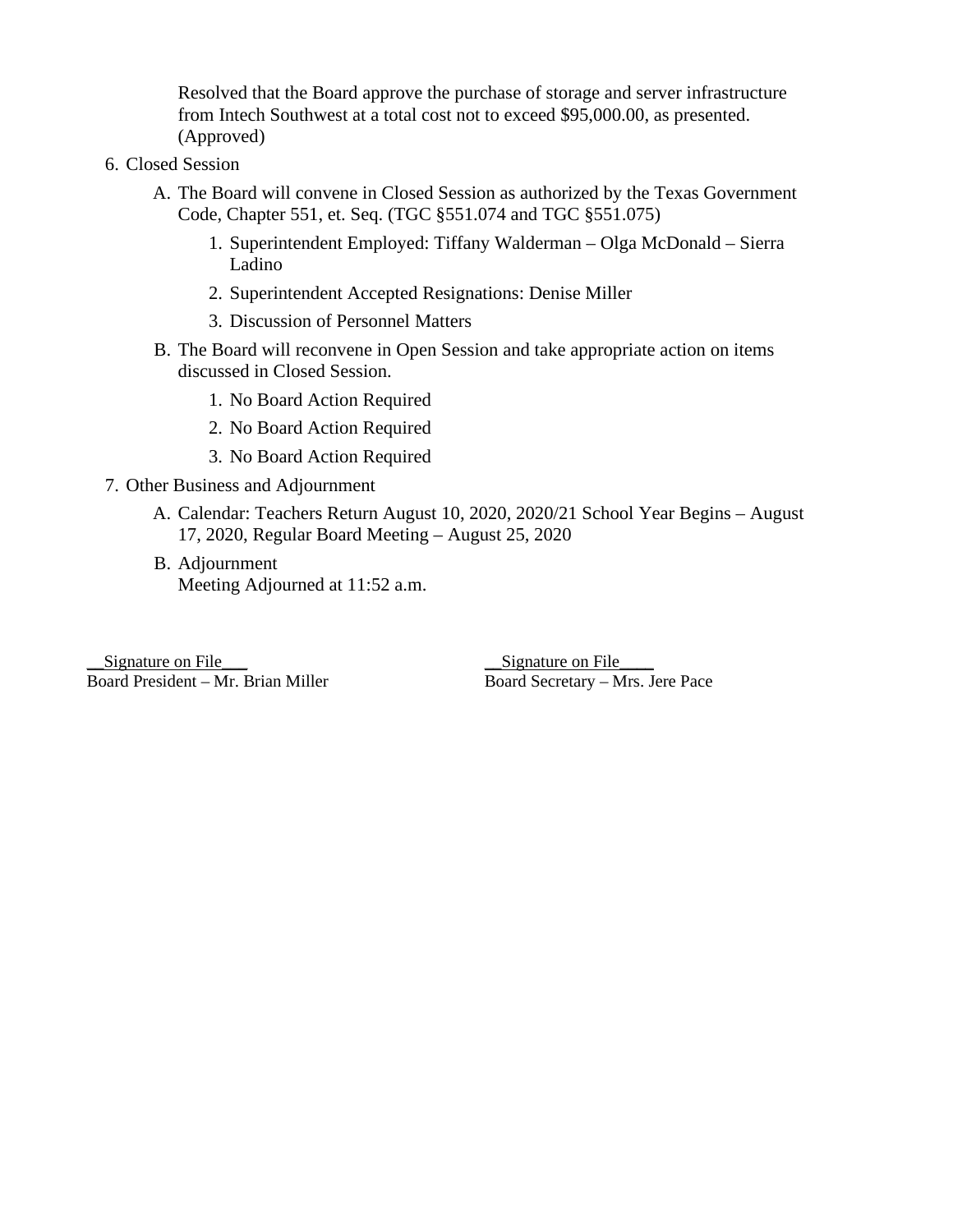Resolved that the Board approve the purchase of storage and server infrastructure from Intech Southwest at a total cost not to exceed $95,000.00, as presented. (Approved)

6. Closed Session
   - A. The Board will convene in Closed Session as authorized by the Texas Government Code, Chapter 551, et. Seq. (TGC §551.074 and TGC §551.075)
     1. Superintendent Employed: Tiffany Walderman – Olga McDonald – Sierra Ladino
     2. Superintendent Accepted Resignations: Denise Miller
     3. Discussion of Personnel Matters
   - B. The Board will reconvene in Open Session and take appropriate action on items discussed in Closed Session.
     1. No Board Action Required
     2. No Board Action Required
     3. No Board Action Required
7. Other Business and Adjournment
   - A. Calendar: Teachers Return August 10, 2020, 2020/21 School Year Begins – August 17, 2020, Regular Board Meeting – August 25, 2020
   - B. Adjournment
     Meeting Adjourned at 11:52 a.m.

__Signature on File___
Board President – Mr. Brian Miller

__Signature on File____
Board Secretary – Mrs. Jere Pace